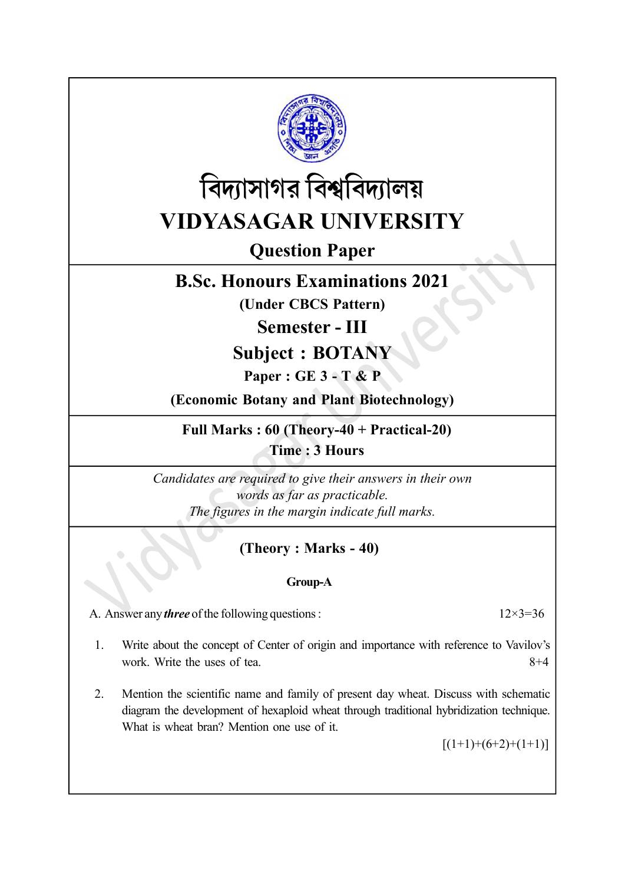# বিদ্যাসাগর বিশ্ববিদ্যালয়

# VIDYASAGAR UNIVERSITY

## Question Paper

## B.Sc. Honours Examinations 2021

**(Under CBCS Pattern)**

## Semester - III

## Subject : BOTANY

**Paper : GE 3 - T & P**

**(Economic Botany and Plant Biotechnology)**

**Full Marks : 60 (Theory-40 + Practical-20)**

**Time : 3 Hours**

*Candidates are required to give their answers in their own words as far as practicable.*

*The figures in the margin indicate full marks.*

### (Theory : Marks - 40)

#### Group-A

A. Answer any ***three*** of the following questions : 12×3=36

1. Write about the concept of Center of origin and importance with reference to Vavilov's work. Write the uses of tea. 8+4

2. Mention the scientific name and family of present day wheat. Discuss with schematic diagram the development of hexaploid wheat through traditional hybridization technique. What is wheat bran? Mention one use of it.

   [(1+1)+(6+2)+(1+1)]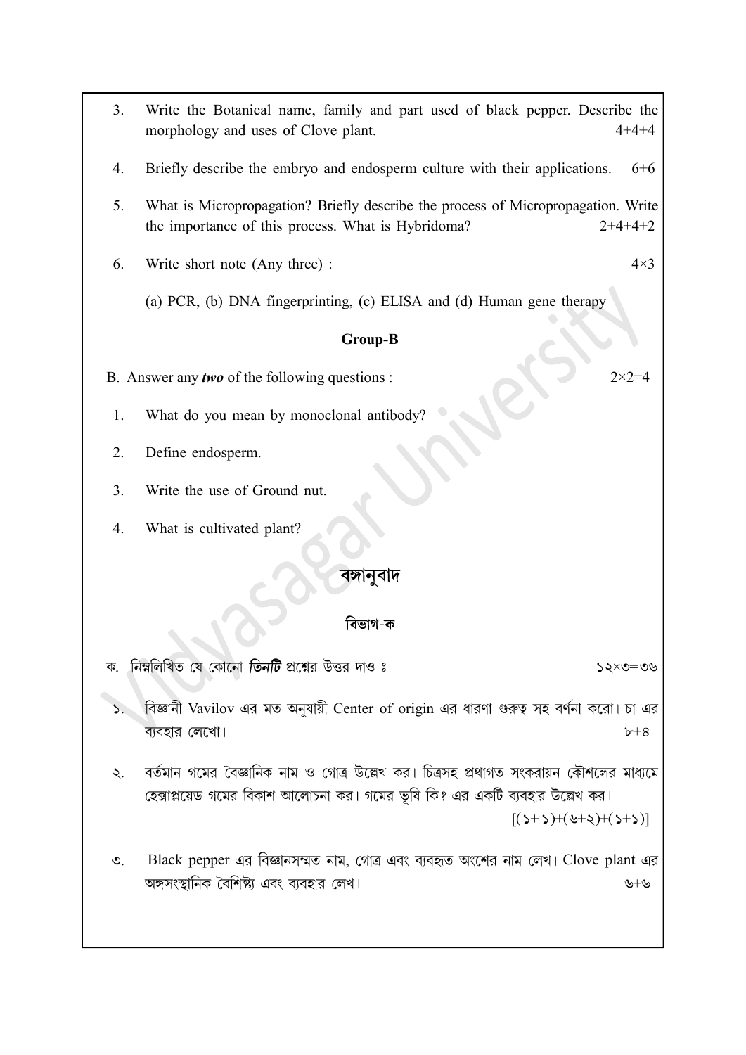3. Write the Botanical name, family and part used of black pepper. Describe the morphology and uses of Clove plant. 4+4+4

4. Briefly describe the embryo and endosperm culture with their applications. 6+6

5. What is Micropropagation? Briefly describe the process of Micropropagation. Write the importance of this process. What is Hybridoma? 2+4+4+2

6. Write short note (Any three) : 4×3

   (a) PCR, (b) DNA fingerprinting, (c) ELISA and (d) Human gene therapy

### Group-B

B. Answer any ***two*** of the following questions : 2×2=4

1. What do you mean by monoclonal antibody?

2. Define endosperm.

3. Write the use of Ground nut.

4. What is cultivated plant?

## বঙ্গানুবাদ

### বিভাগ-ক

ক. নিম্নলিখিত যে কোনো ***তিনটি*** প্রশ্নের উত্তর দাও ঃ ১২×৩=৩৬

১. বিজ্ঞানী Vavilov এর মত অনুযায়ী Center of origin এর ধারণা গুরুত্ব সহ বর্ণনা করো। চা এর ব্যবহার লেখো। ৮+৪

২. বর্তমান গমের বৈজ্ঞানিক নাম ও গোত্র উল্লেখ কর। চিত্রসহ প্রথাগত সংকরায়ন কৌশলের মাধ্যমে হেক্সাপ্লয়েড গমের বিকাশ আলোচনা কর। গমের ভুষি কি? এর একটি ব্যবহার উল্লেখ কর। [(১+১)+(৬+২)+(১+১)]

৩. Black pepper এর বিজ্ঞানসম্মত নাম, গোত্র এবং ব্যবহৃত অংশের নাম লেখ। Clove plant এর অঙ্গসংস্থানিক বৈশিষ্ট্য এবং ব্যবহার লেখ। ৬+৬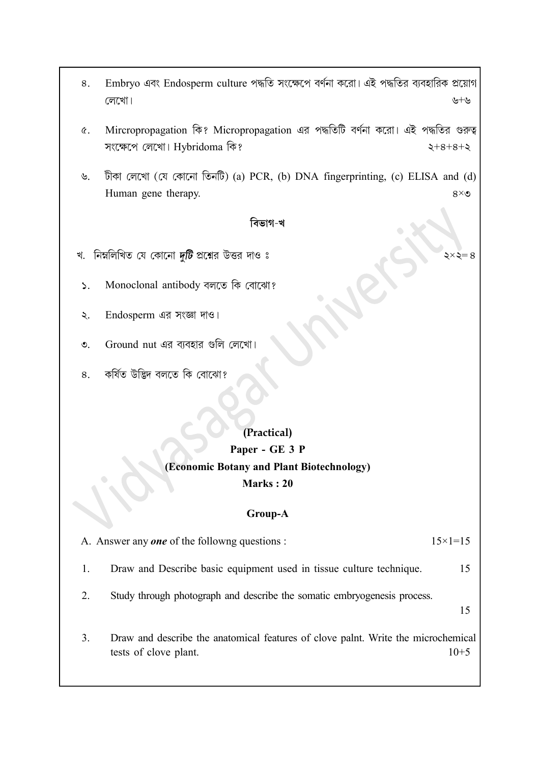৪. Embryo এবং Endosperm culture পদ্ধতি সংক্ষেপে বর্ণনা করো। এই পদ্ধতির ব্যবহারিক প্রয়োগ লেখো। ৬+৬

৫. Mircropropagation কি? Micropropagation এর পদ্ধতিটি বর্ণনা করো। এই পদ্ধতির গুরুত্ব সংক্ষেপে লেখো। Hybridoma কি? ২+৪+৪+২

৬. টীকা লেখো (যে কোনো তিনটি) (a) PCR, (b) DNA fingerprinting, (c) ELISA and (d) Human gene therapy. ৪×৩

## বিভাগ-খ

খ. নিম্নলিখিত যে কোনো ***দুটি*** প্রশ্নের উত্তর দাও ঃ ২×২= ৪

১. Monoclonal antibody বলতে কি বোঝো?

২. Endosperm এর সংজ্ঞা দাও।

৩. Ground nut এর ব্যবহার গুলি লেখো।

৪. কর্ষিত উদ্ভিদ বলতে কি বোঝো?

## (Practical)

### Paper - GE 3 P

### (Economic Botany and Plant Biotechnology)

### Marks : 20

### Group-A

A. Answer any ***one*** of the followng questions : 15×1=15

1. Draw and Describe basic equipment used in tissue culture technique. 15

2. Study through photograph and describe the somatic embryogenesis process. 15

3. Draw and describe the anatomical features of clove palnt. Write the microchemical tests of clove plant. 10+5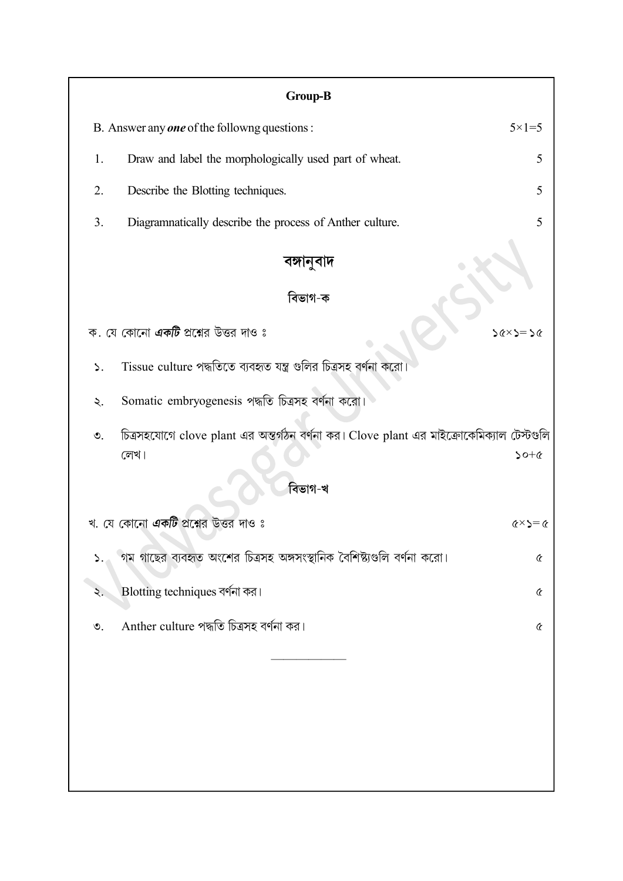## Group-B

B. Answer any ***one*** of the followng questions : $5\times1=5$

1. Draw and label the morphologically used part of wheat. 5

2. Describe the Blotting techniques. 5

3. Diagramnatically describe the process of Anther culture. 5

## বঙ্গানুবাদ

### বিভাগ-ক

ক. যে কোনো ***একটি*** প্রশ্নের উত্তর দাও ঃ ১৫×১= ১৫

১. Tissue culture পদ্ধতিতে ব্যবহৃত যন্ত্র গুলির চিত্রসহ বর্ণনা করো।

২. Somatic embryogenesis পদ্ধতি চিত্রসহ বর্ণনা করো।

৩. চিত্রসহযোগে clove plant এর অন্তর্গঠন বর্ণনা কর। Clove plant এর মাইক্রোকেমিক্যাল টেস্টগুলি লেখ। ১০+৫

### বিভাগ-খ

খ. যে কোনো ***একটি*** প্রশ্নের উত্তর দাও ঃ ৫×১= ৫

১. গম গাছের ব্যবহৃত অংশের চিত্রসহ অঙ্গসংস্থানিক বৈশিষ্ট্যগুলি বর্ণনা করো। ৫

২. Blotting techniques বর্ণনা কর। ৫

৩. Anther culture পদ্ধতি চিত্রসহ বর্ণনা কর। ৫